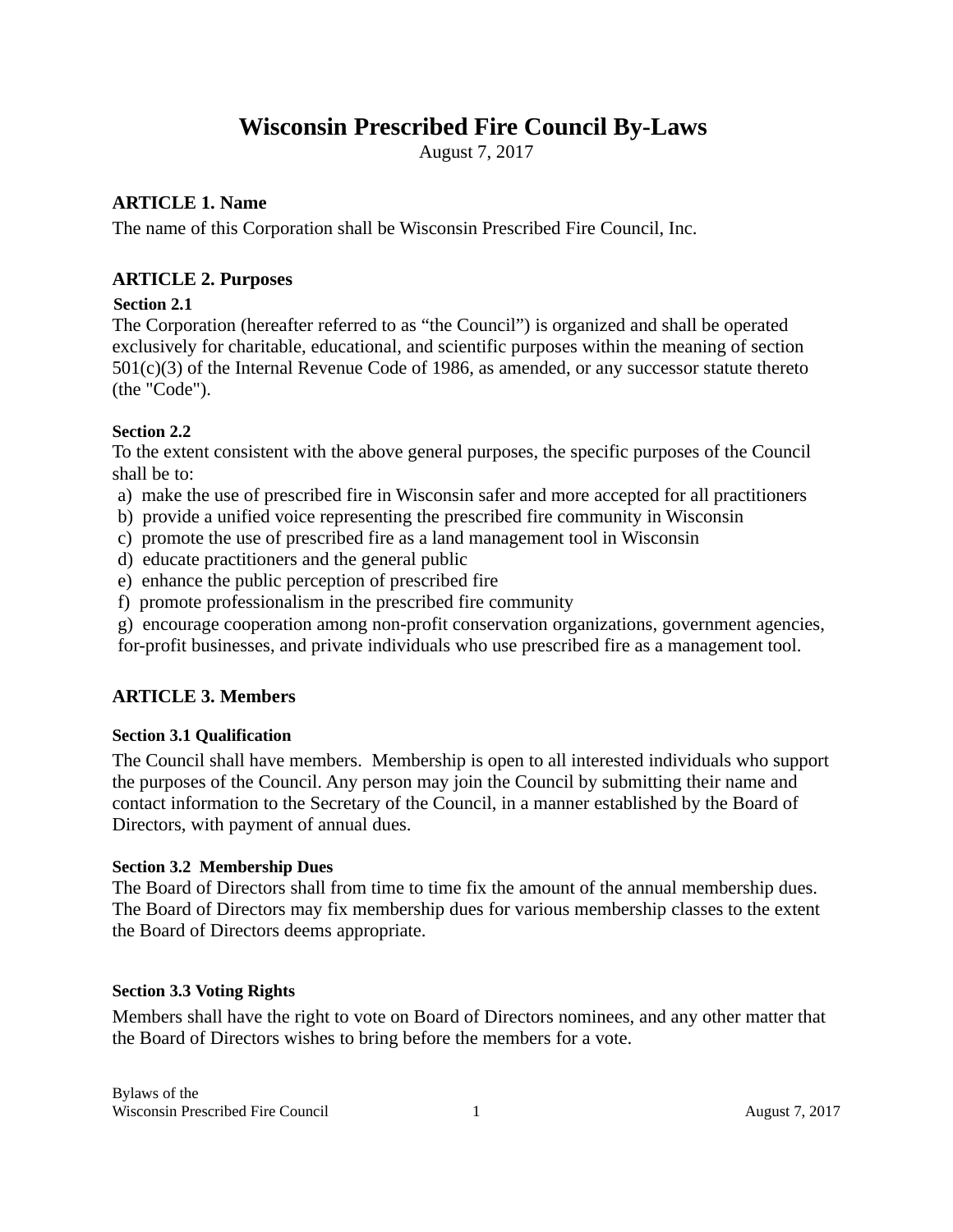# Wisconsin Prescribed Fire Council By-Laws

August 7, 2017

## ARTICLE 1. Name

The name of this Corporation shall be Wisconsin Prescribed Fire Council, Inc.

## ARTICLE 2. Purposes

### Section 2.1

The Corporation (hereafter referred to as "the Council") is organized and shall be operated exclusively for charitable, educational, and scientific purposes within the meaning of section 501(c)(3) of the Internal Revenue Code of 1986, as amended, or any successor statute thereto (the "Code").

### Section 2.2

To the extent consistent with the above general purposes, the specific purposes of the Council shall be to:

a) make the use of prescribed fire in Wisconsin safer and more accepted for all practitioners
b) provide a unified voice representing the prescribed fire community in Wisconsin
c) promote the use of prescribed fire as a land management tool in Wisconsin
d) educate practitioners and the general public
e) enhance the public perception of prescribed fire
f) promote professionalism in the prescribed fire community
g) encourage cooperation among non-profit conservation organizations, government agencies, for-profit businesses, and private individuals who use prescribed fire as a management tool.

## ARTICLE 3. Members

### Section 3.1 Qualification

The Council shall have members. Membership is open to all interested individuals who support the purposes of the Council. Any person may join the Council by submitting their name and contact information to the Secretary of the Council, in a manner established by the Board of Directors, with payment of annual dues.

### Section 3.2 Membership Dues

The Board of Directors shall from time to time fix the amount of the annual membership dues. The Board of Directors may fix membership dues for various membership classes to the extent the Board of Directors deems appropriate.

### Section 3.3 Voting Rights

Members shall have the right to vote on Board of Directors nominees, and any other matter that the Board of Directors wishes to bring before the members for a vote.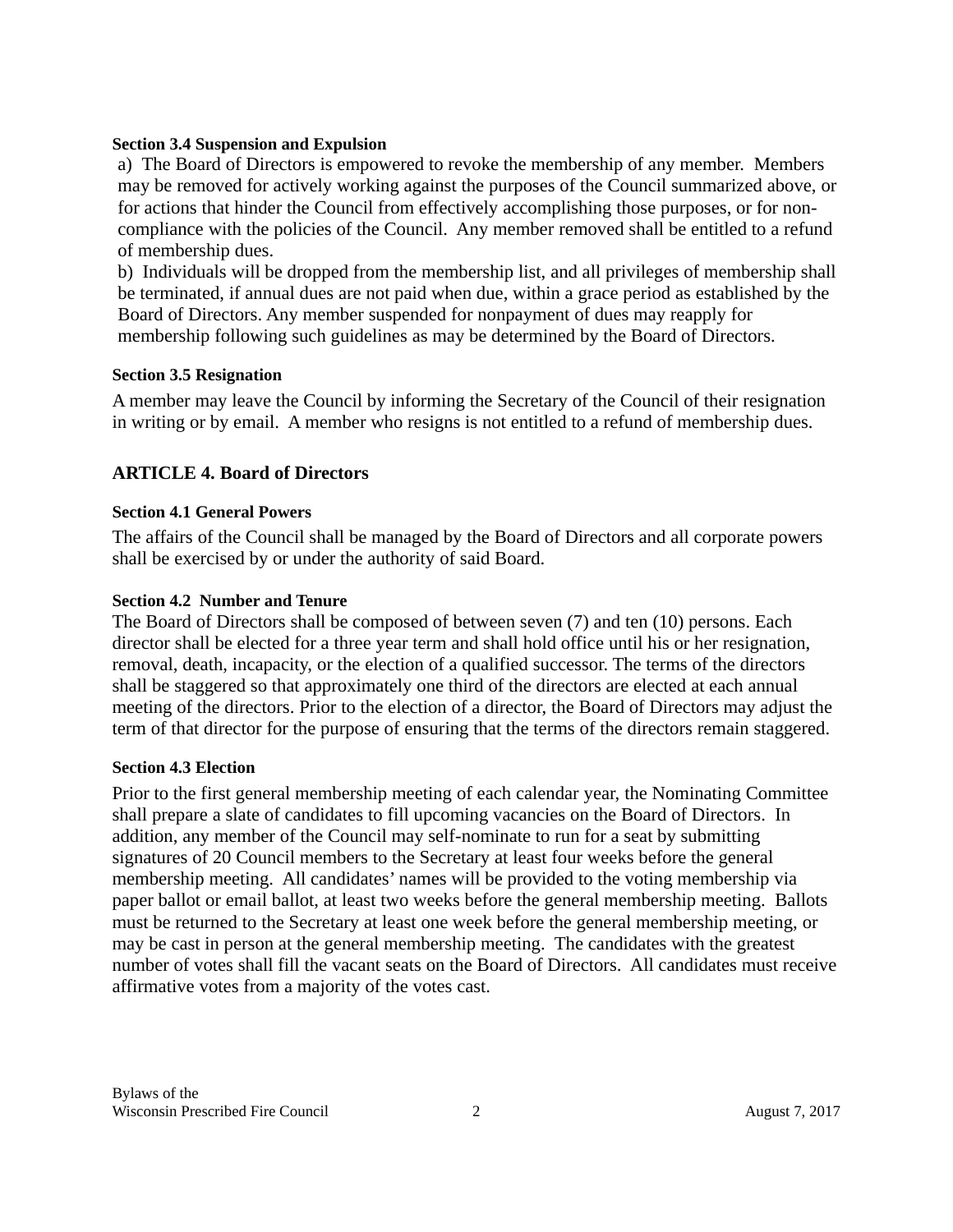**Section 3.4 Suspension and Expulsion**

a) The Board of Directors is empowered to revoke the membership of any member. Members may be removed for actively working against the purposes of the Council summarized above, or for actions that hinder the Council from effectively accomplishing those purposes, or for non-compliance with the policies of the Council. Any member removed shall be entitled to a refund of membership dues.

b) Individuals will be dropped from the membership list, and all privileges of membership shall be terminated, if annual dues are not paid when due, within a grace period as established by the Board of Directors. Any member suspended for nonpayment of dues may reapply for membership following such guidelines as may be determined by the Board of Directors.

**Section 3.5 Resignation**

A member may leave the Council by informing the Secretary of the Council of their resignation in writing or by email. A member who resigns is not entitled to a refund of membership dues.

## ARTICLE 4. Board of Directors

**Section 4.1 General Powers**

The affairs of the Council shall be managed by the Board of Directors and all corporate powers shall be exercised by or under the authority of said Board.

**Section 4.2 Number and Tenure**

The Board of Directors shall be composed of between seven (7) and ten (10) persons. Each director shall be elected for a three year term and shall hold office until his or her resignation, removal, death, incapacity, or the election of a qualified successor. The terms of the directors shall be staggered so that approximately one third of the directors are elected at each annual meeting of the directors. Prior to the election of a director, the Board of Directors may adjust the term of that director for the purpose of ensuring that the terms of the directors remain staggered.

**Section 4.3 Election**

Prior to the first general membership meeting of each calendar year, the Nominating Committee shall prepare a slate of candidates to fill upcoming vacancies on the Board of Directors. In addition, any member of the Council may self-nominate to run for a seat by submitting signatures of 20 Council members to the Secretary at least four weeks before the general membership meeting. All candidates' names will be provided to the voting membership via paper ballot or email ballot, at least two weeks before the general membership meeting. Ballots must be returned to the Secretary at least one week before the general membership meeting, or may be cast in person at the general membership meeting. The candidates with the greatest number of votes shall fill the vacant seats on the Board of Directors. All candidates must receive affirmative votes from a majority of the votes cast.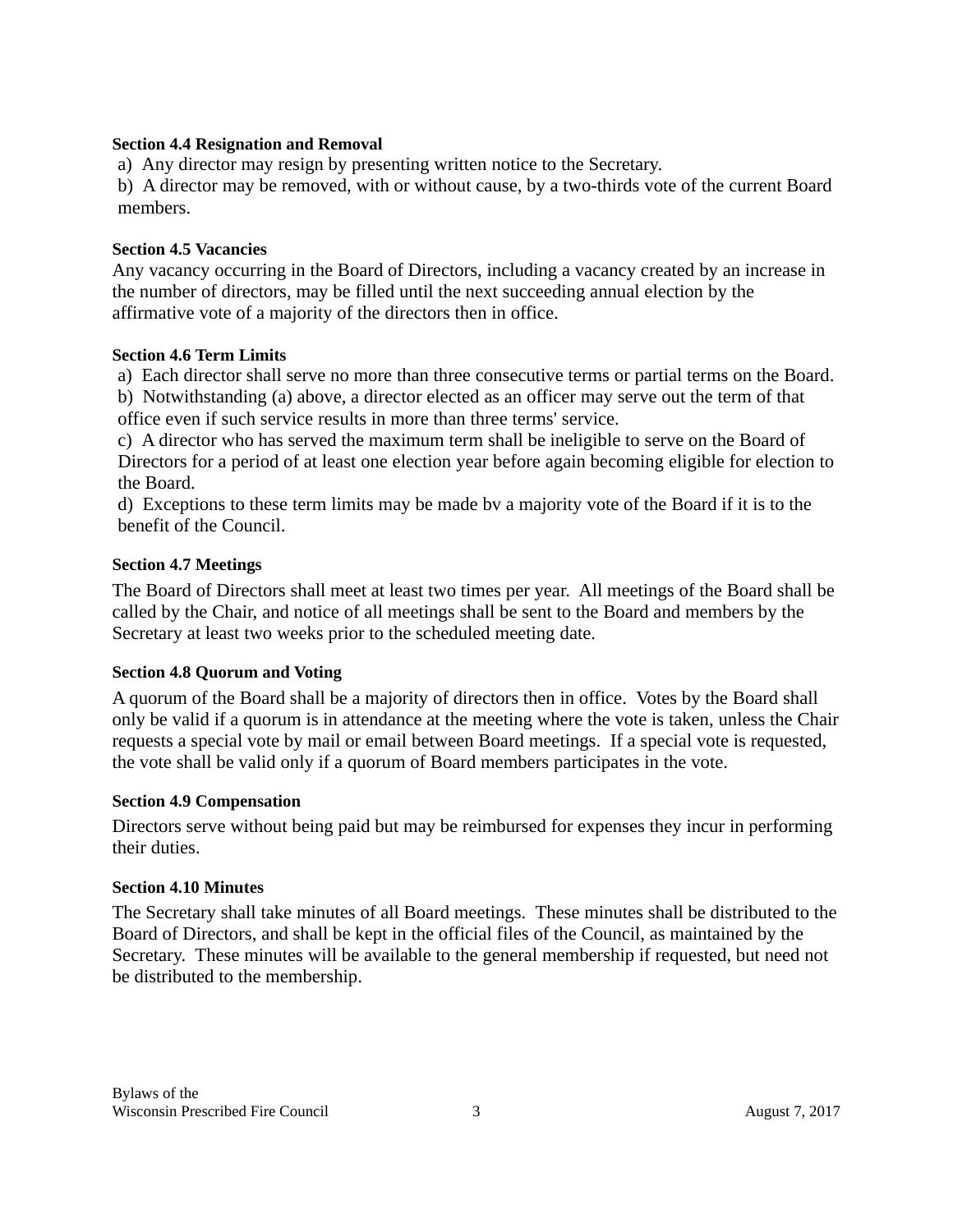**Section 4.4 Resignation and Removal**

a) Any director may resign by presenting written notice to the Secretary.

b) A director may be removed, with or without cause, by a two-thirds vote of the current Board members.

**Section 4.5 Vacancies**

Any vacancy occurring in the Board of Directors, including a vacancy created by an increase in the number of directors, may be filled until the next succeeding annual election by the affirmative vote of a majority of the directors then in office.

**Section 4.6 Term Limits**

a) Each director shall serve no more than three consecutive terms or partial terms on the Board.

b) Notwithstanding (a) above, a director elected as an officer may serve out the term of that office even if such service results in more than three terms' service.

c) A director who has served the maximum term shall be ineligible to serve on the Board of Directors for a period of at least one election year before again becoming eligible for election to the Board.

d) Exceptions to these term limits may be made bv a majority vote of the Board if it is to the benefit of the Council.

**Section 4.7 Meetings**

The Board of Directors shall meet at least two times per year. All meetings of the Board shall be called by the Chair, and notice of all meetings shall be sent to the Board and members by the Secretary at least two weeks prior to the scheduled meeting date.

**Section 4.8 Quorum and Voting**

A quorum of the Board shall be a majority of directors then in office. Votes by the Board shall only be valid if a quorum is in attendance at the meeting where the vote is taken, unless the Chair requests a special vote by mail or email between Board meetings. If a special vote is requested, the vote shall be valid only if a quorum of Board members participates in the vote.

**Section 4.9 Compensation**

Directors serve without being paid but may be reimbursed for expenses they incur in performing their duties.

**Section 4.10 Minutes**

The Secretary shall take minutes of all Board meetings. These minutes shall be distributed to the Board of Directors, and shall be kept in the official files of the Council, as maintained by the Secretary. These minutes will be available to the general membership if requested, but need not be distributed to the membership.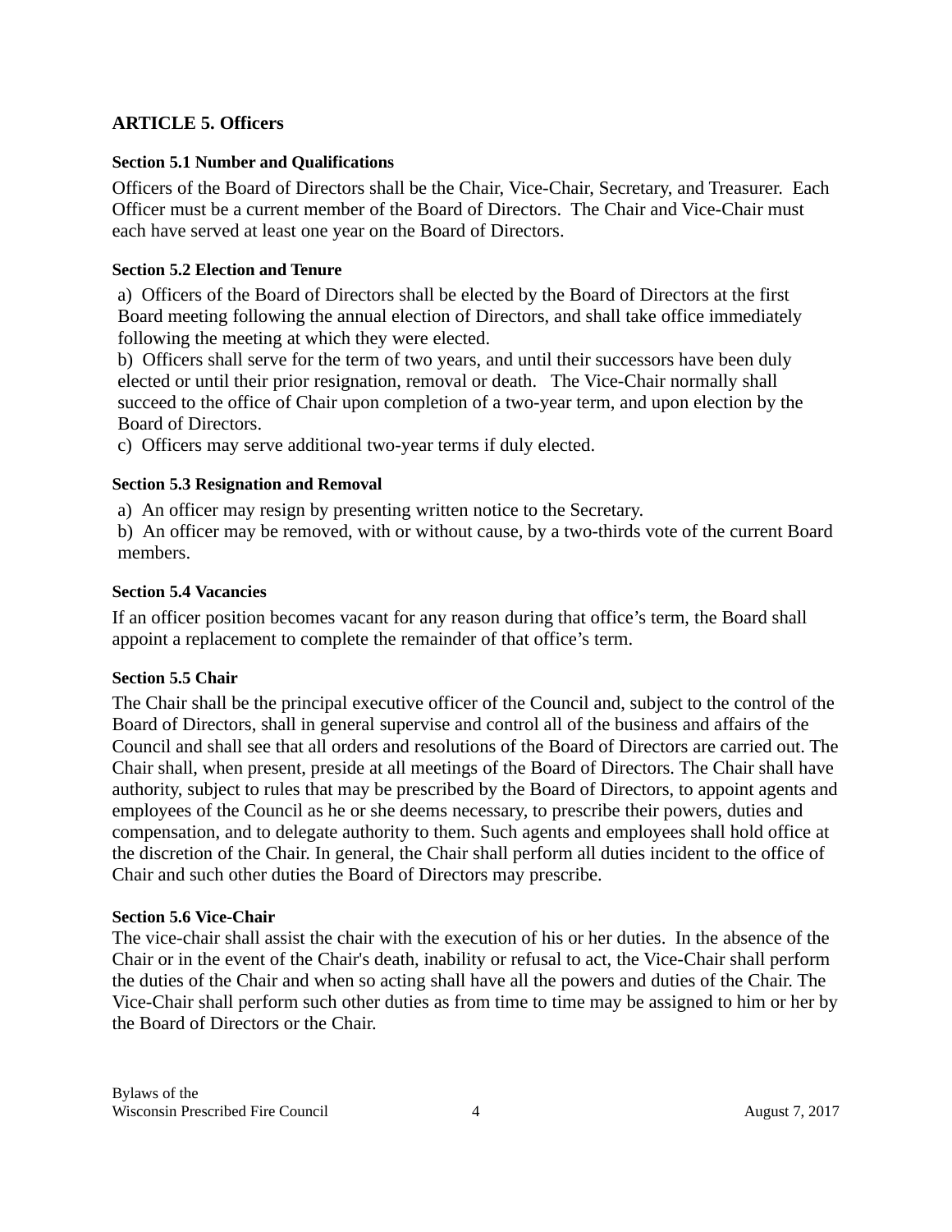## ARTICLE 5. Officers

### Section 5.1 Number and Qualifications

Officers of the Board of Directors shall be the Chair, Vice-Chair, Secretary, and Treasurer. Each Officer must be a current member of the Board of Directors. The Chair and Vice-Chair must each have served at least one year on the Board of Directors.

### Section 5.2 Election and Tenure

a) Officers of the Board of Directors shall be elected by the Board of Directors at the first Board meeting following the annual election of Directors, and shall take office immediately following the meeting at which they were elected.
b) Officers shall serve for the term of two years, and until their successors have been duly elected or until their prior resignation, removal or death. The Vice-Chair normally shall succeed to the office of Chair upon completion of a two-year term, and upon election by the Board of Directors.
c) Officers may serve additional two-year terms if duly elected.

### Section 5.3 Resignation and Removal

a) An officer may resign by presenting written notice to the Secretary.
b) An officer may be removed, with or without cause, by a two-thirds vote of the current Board members.

### Section 5.4 Vacancies

If an officer position becomes vacant for any reason during that office's term, the Board shall appoint a replacement to complete the remainder of that office's term.

### Section 5.5 Chair

The Chair shall be the principal executive officer of the Council and, subject to the control of the Board of Directors, shall in general supervise and control all of the business and affairs of the Council and shall see that all orders and resolutions of the Board of Directors are carried out. The Chair shall, when present, preside at all meetings of the Board of Directors. The Chair shall have authority, subject to rules that may be prescribed by the Board of Directors, to appoint agents and employees of the Council as he or she deems necessary, to prescribe their powers, duties and compensation, and to delegate authority to them. Such agents and employees shall hold office at the discretion of the Chair. In general, the Chair shall perform all duties incident to the office of Chair and such other duties the Board of Directors may prescribe.

### Section 5.6 Vice-Chair

The vice-chair shall assist the chair with the execution of his or her duties. In the absence of the Chair or in the event of the Chair's death, inability or refusal to act, the Vice-Chair shall perform the duties of the Chair and when so acting shall have all the powers and duties of the Chair. The Vice-Chair shall perform such other duties as from time to time may be assigned to him or her by the Board of Directors or the Chair.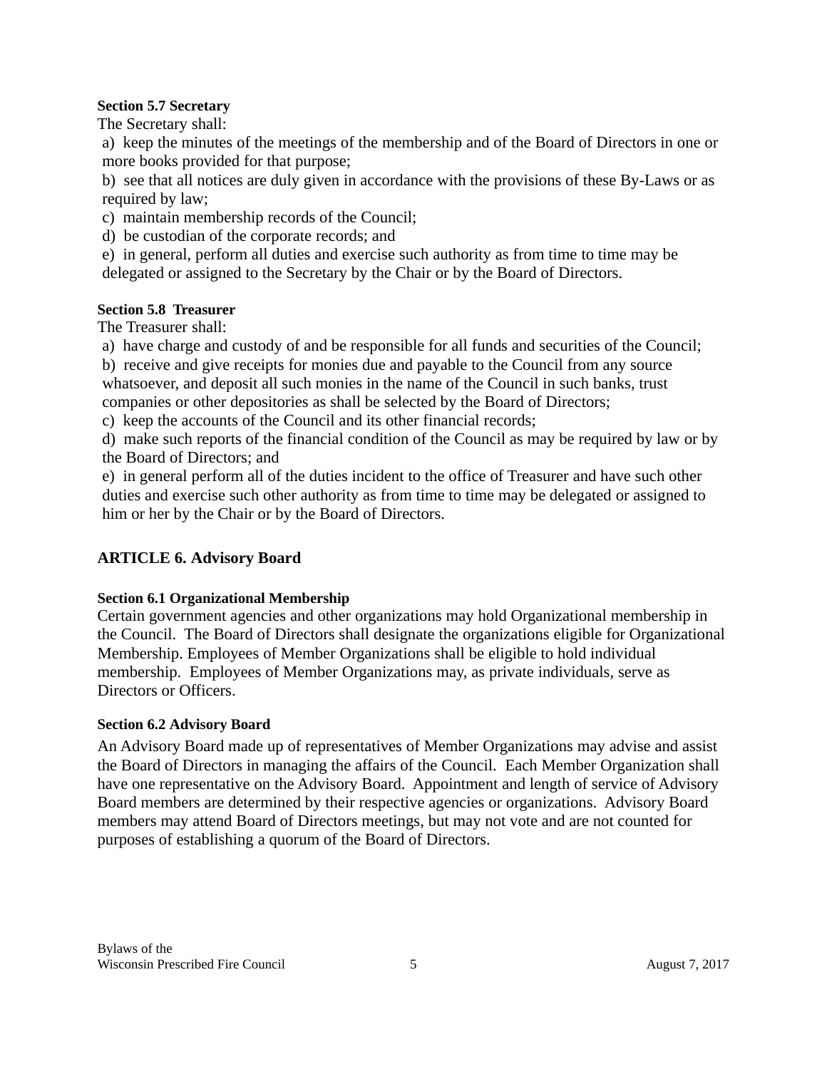**Section 5.7 Secretary**

The Secretary shall:

a) keep the minutes of the meetings of the membership and of the Board of Directors in one or more books provided for that purpose;

b) see that all notices are duly given in accordance with the provisions of these By-Laws or as required by law;

c) maintain membership records of the Council;

d) be custodian of the corporate records; and

e) in general, perform all duties and exercise such authority as from time to time may be delegated or assigned to the Secretary by the Chair or by the Board of Directors.

**Section 5.8 Treasurer**

The Treasurer shall:

a) have charge and custody of and be responsible for all funds and securities of the Council;

b) receive and give receipts for monies due and payable to the Council from any source whatsoever, and deposit all such monies in the name of the Council in such banks, trust companies or other depositories as shall be selected by the Board of Directors;

c) keep the accounts of the Council and its other financial records;

d) make such reports of the financial condition of the Council as may be required by law or by the Board of Directors; and

e) in general perform all of the duties incident to the office of Treasurer and have such other duties and exercise such other authority as from time to time may be delegated or assigned to him or her by the Chair or by the Board of Directors.

## ARTICLE 6. Advisory Board

**Section 6.1 Organizational Membership**

Certain government agencies and other organizations may hold Organizational membership in the Council. The Board of Directors shall designate the organizations eligible for Organizational Membership. Employees of Member Organizations shall be eligible to hold individual membership. Employees of Member Organizations may, as private individuals, serve as Directors or Officers.

**Section 6.2 Advisory Board**

An Advisory Board made up of representatives of Member Organizations may advise and assist the Board of Directors in managing the affairs of the Council. Each Member Organization shall have one representative on the Advisory Board. Appointment and length of service of Advisory Board members are determined by their respective agencies or organizations. Advisory Board members may attend Board of Directors meetings, but may not vote and are not counted for purposes of establishing a quorum of the Board of Directors.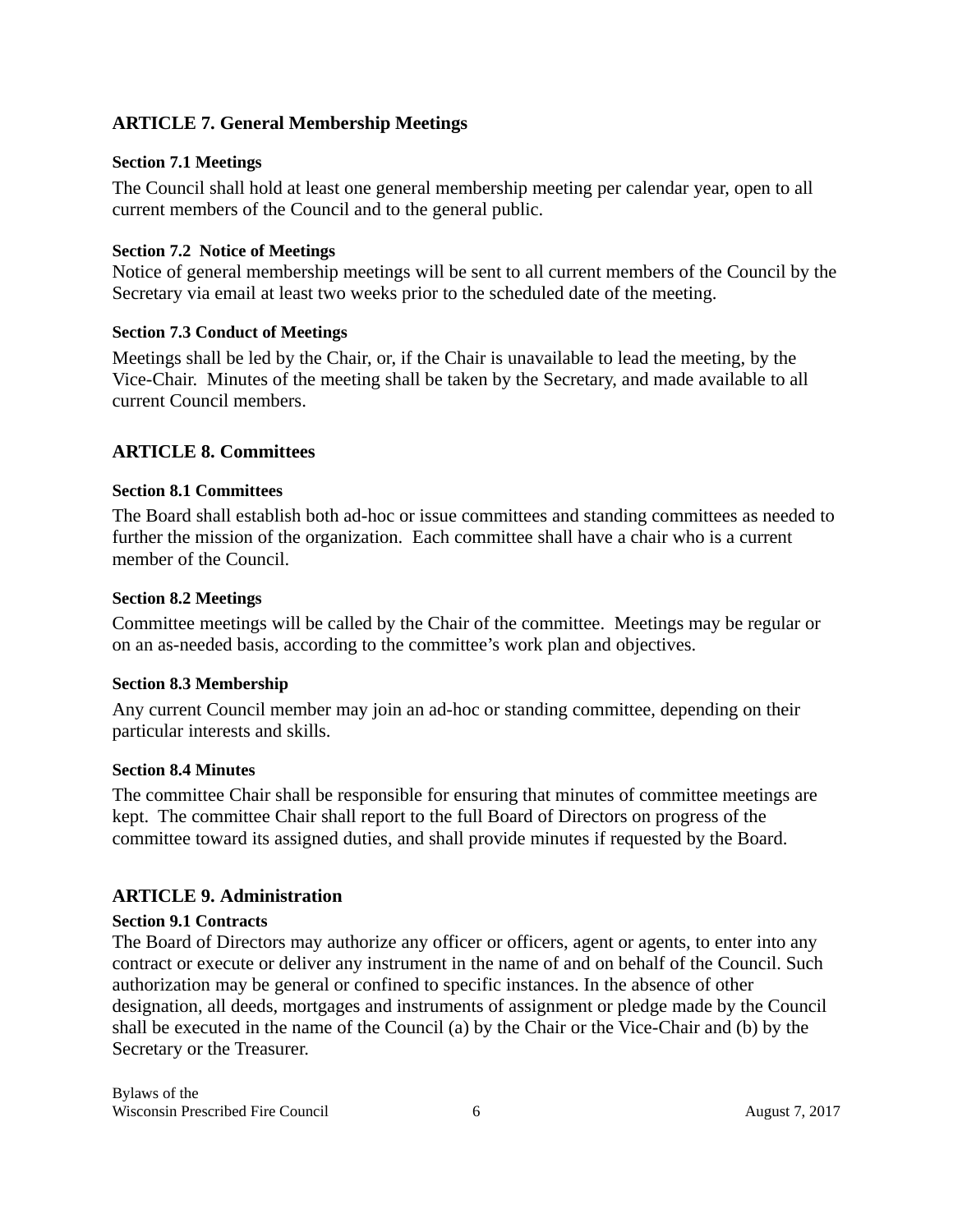## ARTICLE 7. General Membership Meetings

### Section 7.1 Meetings

The Council shall hold at least one general membership meeting per calendar year, open to all current members of the Council and to the general public.

### Section 7.2 Notice of Meetings

Notice of general membership meetings will be sent to all current members of the Council by the Secretary via email at least two weeks prior to the scheduled date of the meeting.

### Section 7.3 Conduct of Meetings

Meetings shall be led by the Chair, or, if the Chair is unavailable to lead the meeting, by the Vice-Chair. Minutes of the meeting shall be taken by the Secretary, and made available to all current Council members.

## ARTICLE 8. Committees

### Section 8.1 Committees

The Board shall establish both ad-hoc or issue committees and standing committees as needed to further the mission of the organization. Each committee shall have a chair who is a current member of the Council.

### Section 8.2 Meetings

Committee meetings will be called by the Chair of the committee. Meetings may be regular or on an as-needed basis, according to the committee's work plan and objectives.

### Section 8.3 Membership

Any current Council member may join an ad-hoc or standing committee, depending on their particular interests and skills.

### Section 8.4 Minutes

The committee Chair shall be responsible for ensuring that minutes of committee meetings are kept. The committee Chair shall report to the full Board of Directors on progress of the committee toward its assigned duties, and shall provide minutes if requested by the Board.

## ARTICLE 9. Administration

### Section 9.1 Contracts

The Board of Directors may authorize any officer or officers, agent or agents, to enter into any contract or execute or deliver any instrument in the name of and on behalf of the Council. Such authorization may be general or confined to specific instances. In the absence of other designation, all deeds, mortgages and instruments of assignment or pledge made by the Council shall be executed in the name of the Council (a) by the Chair or the Vice-Chair and (b) by the Secretary or the Treasurer.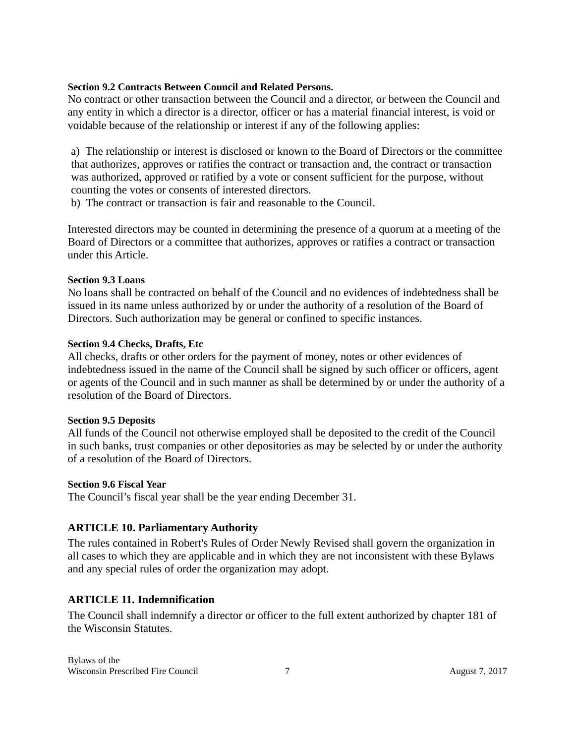#### Section 9.2 Contracts Between Council and Related Persons.

No contract or other transaction between the Council and a director, or between the Council and any entity in which a director is a director, officer or has a material financial interest, is void or voidable because of the relationship or interest if any of the following applies:

a) The relationship or interest is disclosed or known to the Board of Directors or the committee that authorizes, approves or ratifies the contract or transaction and, the contract or transaction was authorized, approved or ratified by a vote or consent sufficient for the purpose, without counting the votes or consents of interested directors.
b) The contract or transaction is fair and reasonable to the Council.

Interested directors may be counted in determining the presence of a quorum at a meeting of the Board of Directors or a committee that authorizes, approves or ratifies a contract or transaction under this Article.

#### Section 9.3 Loans

No loans shall be contracted on behalf of the Council and no evidences of indebtedness shall be issued in its name unless authorized by or under the authority of a resolution of the Board of Directors. Such authorization may be general or confined to specific instances.

#### Section 9.4 Checks, Drafts, Etc

All checks, drafts or other orders for the payment of money, notes or other evidences of indebtedness issued in the name of the Council shall be signed by such officer or officers, agent or agents of the Council and in such manner as shall be determined by or under the authority of a resolution of the Board of Directors.

#### Section 9.5 Deposits

All funds of the Council not otherwise employed shall be deposited to the credit of the Council in such banks, trust companies or other depositories as may be selected by or under the authority of a resolution of the Board of Directors.

#### Section 9.6 Fiscal Year

The Council's fiscal year shall be the year ending December 31.

## ARTICLE 10. Parliamentary Authority

The rules contained in Robert's Rules of Order Newly Revised shall govern the organization in all cases to which they are applicable and in which they are not inconsistent with these Bylaws and any special rules of order the organization may adopt.

## ARTICLE 11. Indemnification

The Council shall indemnify a director or officer to the full extent authorized by chapter 181 of the Wisconsin Statutes.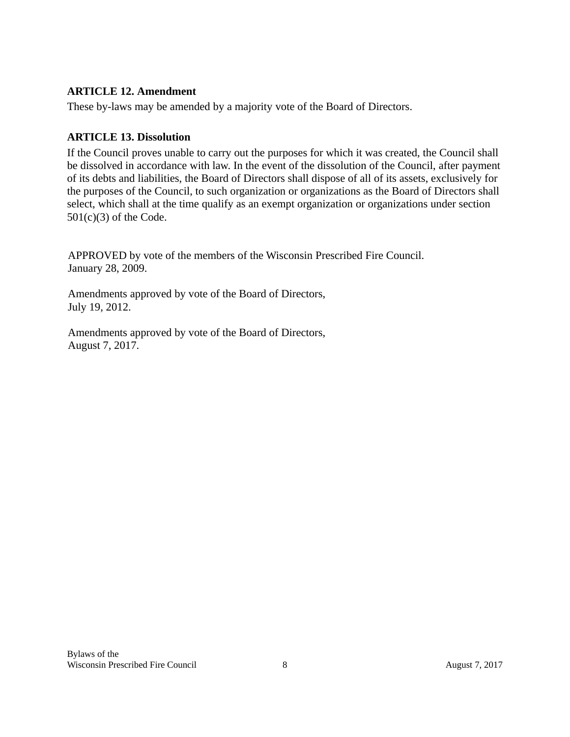**ARTICLE 12. Amendment**

These by-laws may be amended by a majority vote of the Board of Directors.

**ARTICLE 13. Dissolution**

If the Council proves unable to carry out the purposes for which it was created, the Council shall be dissolved in accordance with law. In the event of the dissolution of the Council, after payment of its debts and liabilities, the Board of Directors shall dispose of all of its assets, exclusively for the purposes of the Council, to such organization or organizations as the Board of Directors shall select, which shall at the time qualify as an exempt organization or organizations under section 501(c)(3) of the Code.

APPROVED by vote of the members of the Wisconsin Prescribed Fire Council.
January 28, 2009.

Amendments approved by vote of the Board of Directors,
July 19, 2012.

Amendments approved by vote of the Board of Directors,
August 7, 2017.